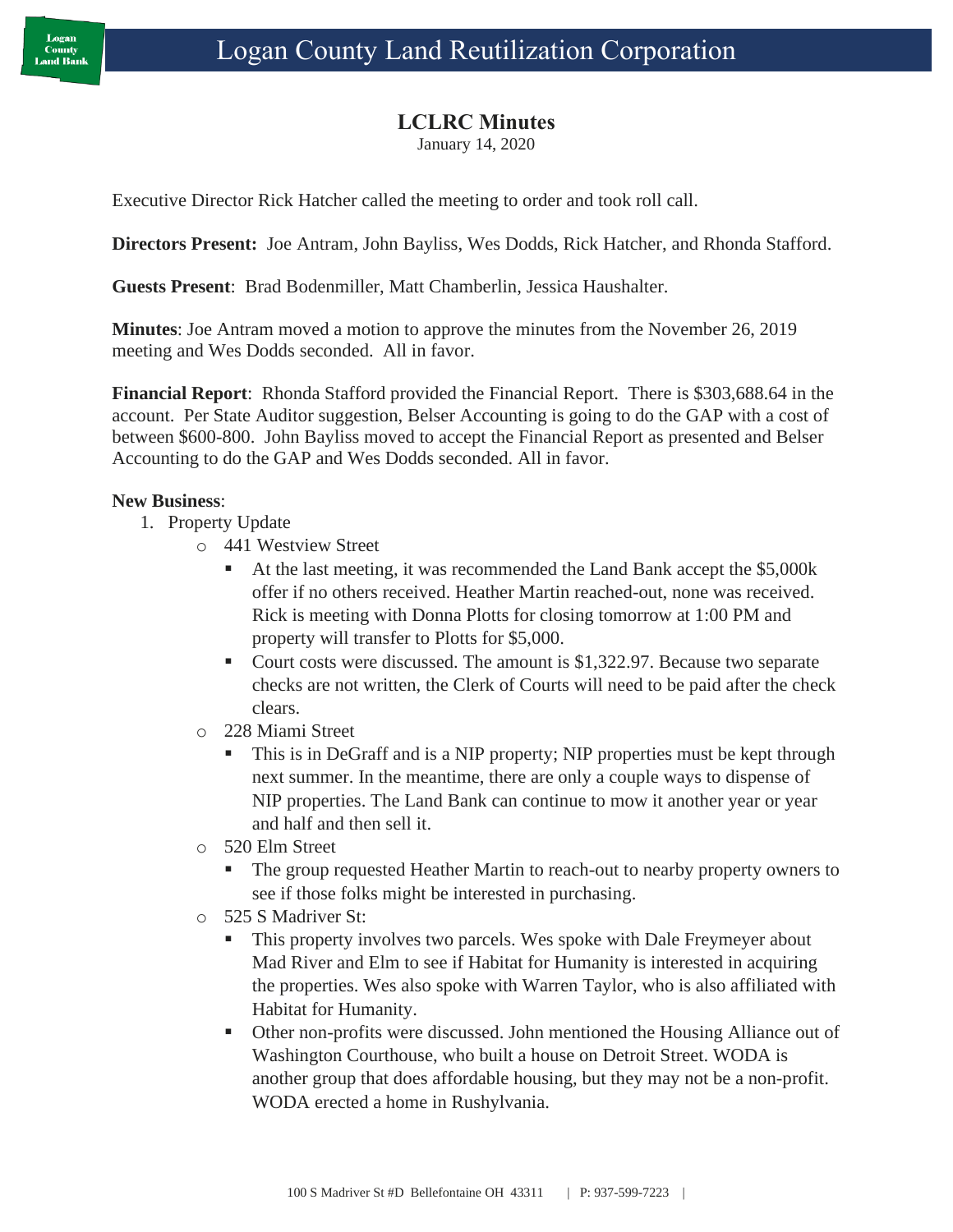# Logan County Land Reutilization Corporation

## LCLRC Minutes

January 14, 2020

Executive Director Rick Hatcher called the meeting to order and took roll call.

**Directors Present:** Joe Antram, John Bayliss, Wes Dodds, Rick Hatcher, and Rhonda Stafford.

**Guests Present**: Brad Bodenmiller, Matt Chamberlin, Jessica Haushalter.

**Minutes**: Joe Antram moved a motion to approve the minutes from the November 26, 2019 meeting and Wes Dodds seconded. All in favor.

**Financial Report**: Rhonda Stafford provided the Financial Report. There is $303,688.64 in the account. Per State Auditor suggestion, Belser Accounting is going to do the GAP with a cost of between $600-800. John Bayliss moved to accept the Financial Report as presented and Belser Accounting to do the GAP and Wes Dodds seconded. All in favor.

**New Business**:

1. Property Update
   - 441 Westview Street
     - At the last meeting, it was recommended the Land Bank accept the $5,000k offer if no others received. Heather Martin reached-out, none was received. Rick is meeting with Donna Plotts for closing tomorrow at 1:00 PM and property will transfer to Plotts for $5,000.
     - Court costs were discussed. The amount is $1,322.97. Because two separate checks are not written, the Clerk of Courts will need to be paid after the check clears.
   - 228 Miami Street
     - This is in DeGraff and is a NIP property; NIP properties must be kept through next summer. In the meantime, there are only a couple ways to dispense of NIP properties. The Land Bank can continue to mow it another year or year and half and then sell it.
   - 520 Elm Street
     - The group requested Heather Martin to reach-out to nearby property owners to see if those folks might be interested in purchasing.
   - 525 S Madriver St:
     - This property involves two parcels. Wes spoke with Dale Freymeyer about Mad River and Elm to see if Habitat for Humanity is interested in acquiring the properties. Wes also spoke with Warren Taylor, who is also affiliated with Habitat for Humanity.
     - Other non-profits were discussed. John mentioned the Housing Alliance out of Washington Courthouse, who built a house on Detroit Street. WODA is another group that does affordable housing, but they may not be a non-profit. WODA erected a home in Rushylvania.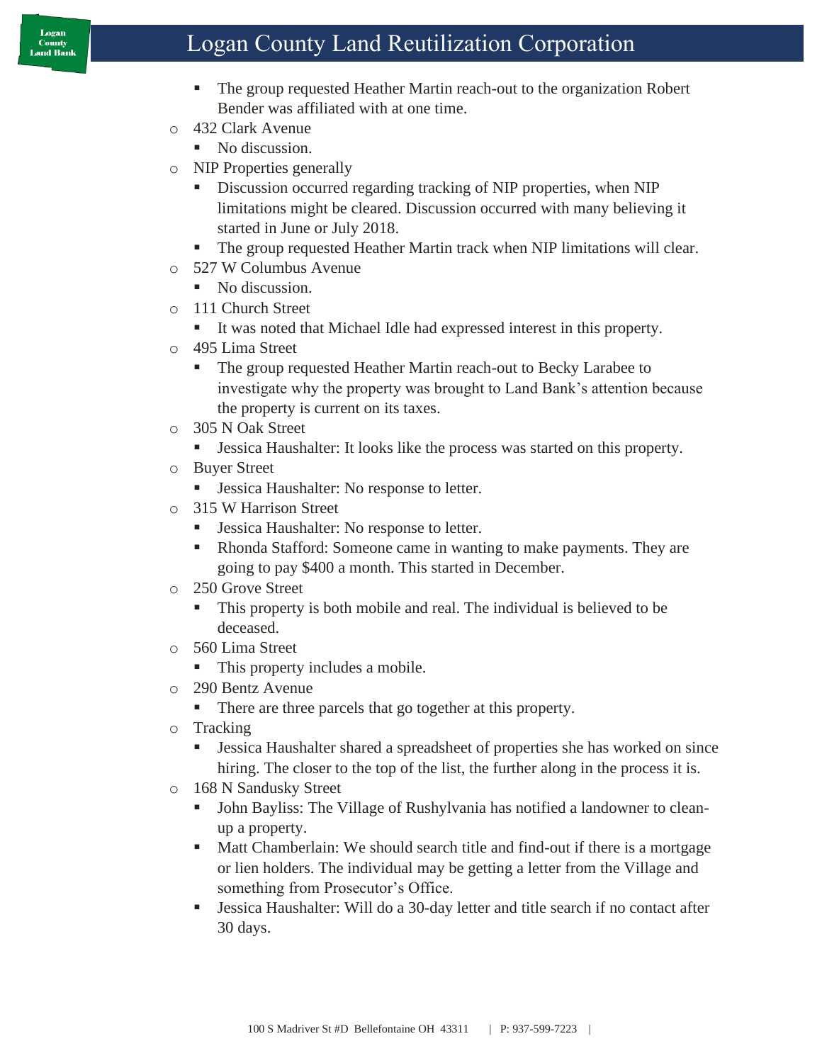- The group requested Heather Martin reach-out to the organization Robert Bender was affiliated with at one time.
    - 432 Clark Avenue
        - No discussion.
    - NIP Properties generally
        - Discussion occurred regarding tracking of NIP properties, when NIP limitations might be cleared. Discussion occurred with many believing it started in June or July 2018.
        - The group requested Heather Martin track when NIP limitations will clear.
    - 527 W Columbus Avenue
        - No discussion.
    - 111 Church Street
        - It was noted that Michael Idle had expressed interest in this property.
    - 495 Lima Street
        - The group requested Heather Martin reach-out to Becky Larabee to investigate why the property was brought to Land Bank's attention because the property is current on its taxes.
    - 305 N Oak Street
        - Jessica Haushalter: It looks like the process was started on this property.
    - Buyer Street
        - Jessica Haushalter: No response to letter.
    - 315 W Harrison Street
        - Jessica Haushalter: No response to letter.
        - Rhonda Stafford: Someone came in wanting to make payments. They are going to pay $400 a month. This started in December.
    - 250 Grove Street
        - This property is both mobile and real. The individual is believed to be deceased.
    - 560 Lima Street
        - This property includes a mobile.
    - 290 Bentz Avenue
        - There are three parcels that go together at this property.
    - Tracking
        - Jessica Haushalter shared a spreadsheet of properties she has worked on since hiring. The closer to the top of the list, the further along in the process it is.
    - 168 N Sandusky Street
        - John Bayliss: The Village of Rushylvania has notified a landowner to clean-up a property.
        - Matt Chamberlain: We should search title and find-out if there is a mortgage or lien holders. The individual may be getting a letter from the Village and something from Prosecutor's Office.
        - Jessica Haushalter: Will do a 30-day letter and title search if no contact after 30 days.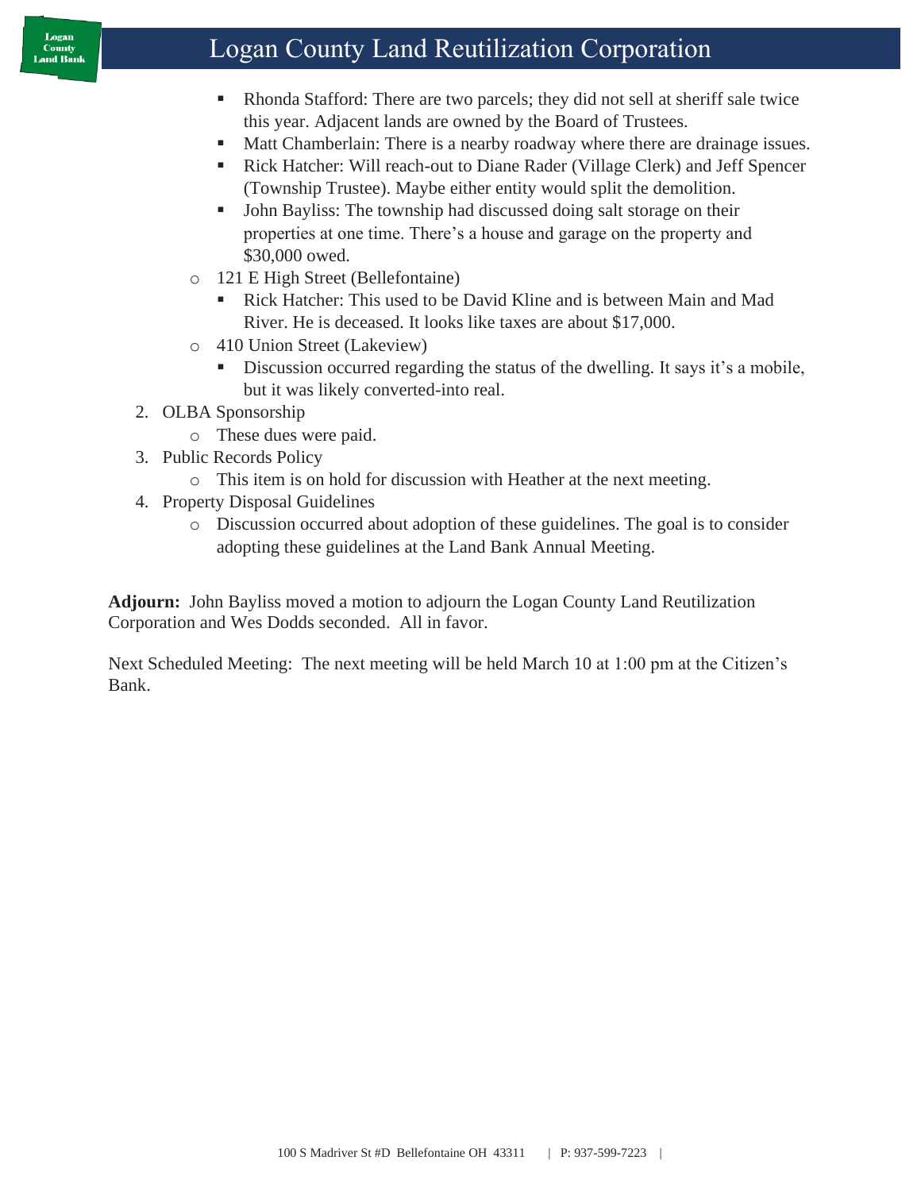- Rhonda Stafford: There are two parcels; they did not sell at sheriff sale twice this year. Adjacent lands are owned by the Board of Trustees.
        - Matt Chamberlain: There is a nearby roadway where there are drainage issues.
        - Rick Hatcher: Will reach-out to Diane Rader (Village Clerk) and Jeff Spencer (Township Trustee). Maybe either entity would split the demolition.
        - John Bayliss: The township had discussed doing salt storage on their properties at one time. There's a house and garage on the property and $30,000 owed.
    - 121 E High Street (Bellefontaine)
        - Rick Hatcher: This used to be David Kline and is between Main and Mad River. He is deceased. It looks like taxes are about $17,000.
    - 410 Union Street (Lakeview)
        - Discussion occurred regarding the status of the dwelling. It says it's a mobile, but it was likely converted-into real.

2. OLBA Sponsorship
    - These dues were paid.
3. Public Records Policy
    - This item is on hold for discussion with Heather at the next meeting.
4. Property Disposal Guidelines
    - Discussion occurred about adoption of these guidelines. The goal is to consider adopting these guidelines at the Land Bank Annual Meeting.

**Adjourn:** John Bayliss moved a motion to adjourn the Logan County Land Reutilization Corporation and Wes Dodds seconded. All in favor.

Next Scheduled Meeting: The next meeting will be held March 10 at 1:00 pm at the Citizen's Bank.